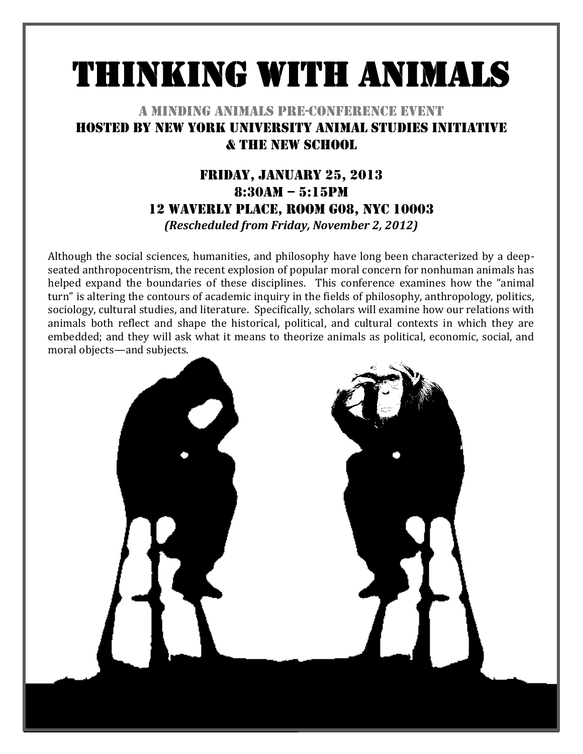# THINKING WITH ANIMALS

## A MINDING ANIMALS PRE-CONFERENCE EVENT
## HOSTED BY NEW YORK UNIVERSITY ANIMAL STUDIES INITIATIVE & THE NEW SCHOOL

### FRIDAY, JANUARY 25, 2013
### 8:30AM – 5:15PM
### 12 WAVERLY PLACE, ROOM G08, NYC 10003

***(Rescheduled from Friday, November 2, 2012)***

Although the social sciences, humanities, and philosophy have long been characterized by a deep-seated anthropocentrism, the recent explosion of popular moral concern for nonhuman animals has helped expand the boundaries of these disciplines. This conference examines how the "animal turn" is altering the contours of academic inquiry in the fields of philosophy, anthropology, politics, sociology, cultural studies, and literature. Specifically, scholars will examine how our relations with animals both reflect and shape the historical, political, and cultural contexts in which they are embedded; and they will ask what it means to theorize animals as political, economic, social, and moral objects—and subjects.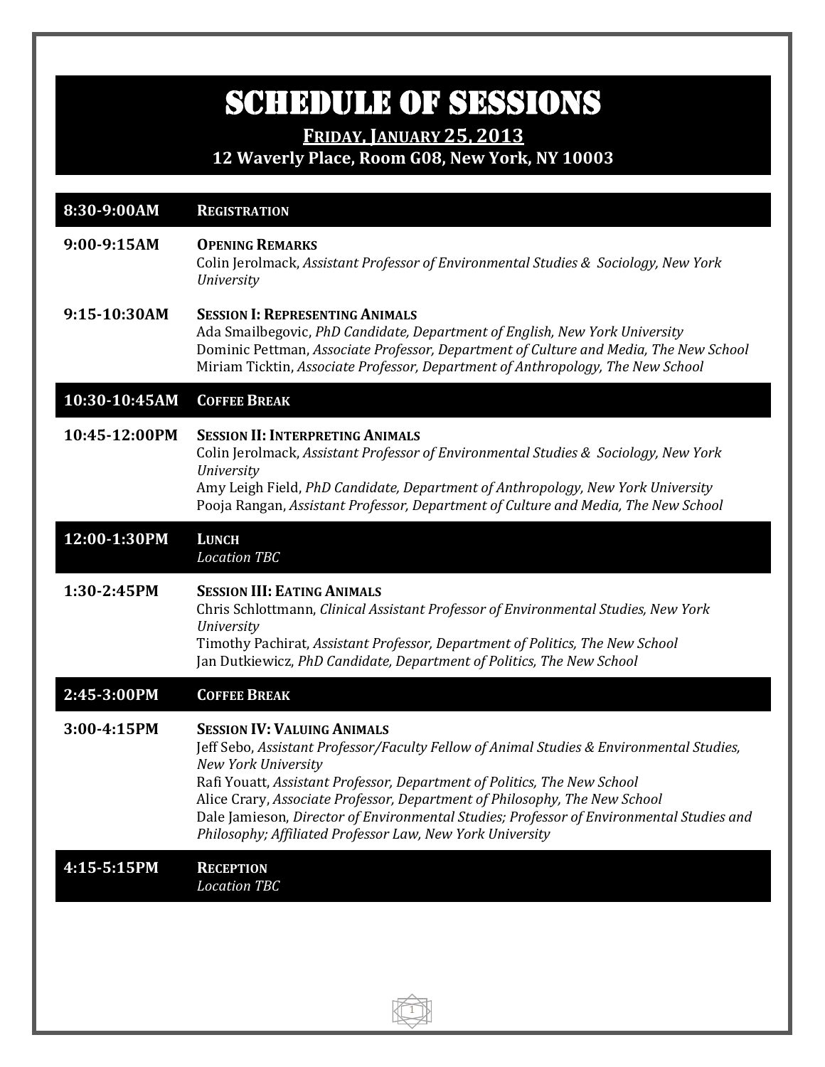# SCHEDULE OF SESSIONS

**FRIDAY, JANUARY 25, 2013**

**12 Waverly Place, Room G08, New York, NY 10003**

| | |
|---|---|
| **8:30-9:00AM** | **REGISTRATION** |
| **9:00-9:15AM** | **OPENING REMARKS**<br>Colin Jerolmack, *Assistant Professor of Environmental Studies & Sociology, New York University* |
| **9:15-10:30AM** | **SESSION I: REPRESENTING ANIMALS**<br>Ada Smailbegovic, *PhD Candidate, Department of English, New York University*<br>Dominic Pettman, *Associate Professor, Department of Culture and Media, The New School*<br>Miriam Ticktin, *Associate Professor, Department of Anthropology, The New School* |
| **10:30-10:45AM** | **COFFEE BREAK** |
| **10:45-12:00PM** | **SESSION II: INTERPRETING ANIMALS**<br>Colin Jerolmack, *Assistant Professor of Environmental Studies & Sociology, New York University*<br>Amy Leigh Field, *PhD Candidate, Department of Anthropology, New York University*<br>Pooja Rangan, *Assistant Professor, Department of Culture and Media, The New School* |
| **12:00-1:30PM** | **LUNCH**<br>*Location TBC* |
| **1:30-2:45PM** | **SESSION III: EATING ANIMALS**<br>Chris Schlottmann, *Clinical Assistant Professor of Environmental Studies, New York University*<br>Timothy Pachirat, *Assistant Professor, Department of Politics, The New School*<br>Jan Dutkiewicz, *PhD Candidate, Department of Politics, The New School* |
| **2:45-3:00PM** | **COFFEE BREAK** |
| **3:00-4:15PM** | **SESSION IV: VALUING ANIMALS**<br>Jeff Sebo, *Assistant Professor/Faculty Fellow of Animal Studies & Environmental Studies, New York University*<br>Rafi Youatt, *Assistant Professor, Department of Politics, The New School*<br>Alice Crary, *Associate Professor, Department of Philosophy, The New School*<br>Dale Jamieson, *Director of Environmental Studies; Professor of Environmental Studies and Philosophy; Affiliated Professor Law, New York University* |
| **4:15-5:15PM** | **RECEPTION**<br>*Location TBC* |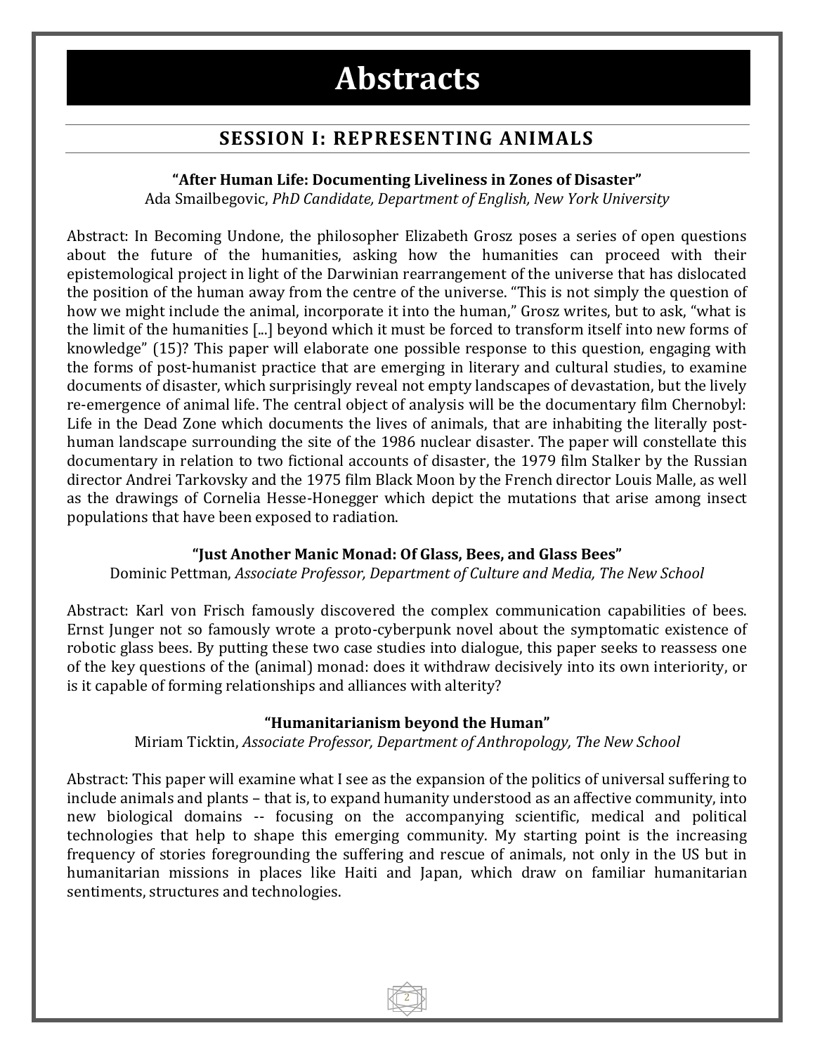# Abstracts

## SESSION I: REPRESENTING ANIMALS

### "After Human Life: Documenting Liveliness in Zones of Disaster"

Ada Smailbegovic, *PhD Candidate, Department of English, New York University*

Abstract: In Becoming Undone, the philosopher Elizabeth Grosz poses a series of open questions about the future of the humanities, asking how the humanities can proceed with their epistemological project in light of the Darwinian rearrangement of the universe that has dislocated the position of the human away from the centre of the universe. "This is not simply the question of how we might include the animal, incorporate it into the human," Grosz writes, but to ask, "what is the limit of the humanities [...] beyond which it must be forced to transform itself into new forms of knowledge" (15)? This paper will elaborate one possible response to this question, engaging with the forms of post-humanist practice that are emerging in literary and cultural studies, to examine documents of disaster, which surprisingly reveal not empty landscapes of devastation, but the lively re-emergence of animal life. The central object of analysis will be the documentary film Chernobyl: Life in the Dead Zone which documents the lives of animals, that are inhabiting the literally post-human landscape surrounding the site of the 1986 nuclear disaster. The paper will constellate this documentary in relation to two fictional accounts of disaster, the 1979 film Stalker by the Russian director Andrei Tarkovsky and the 1975 film Black Moon by the French director Louis Malle, as well as the drawings of Cornelia Hesse-Honegger which depict the mutations that arise among insect populations that have been exposed to radiation.

### "Just Another Manic Monad: Of Glass, Bees, and Glass Bees"

Dominic Pettman, *Associate Professor, Department of Culture and Media, The New School*

Abstract: Karl von Frisch famously discovered the complex communication capabilities of bees. Ernst Junger not so famously wrote a proto-cyberpunk novel about the symptomatic existence of robotic glass bees. By putting these two case studies into dialogue, this paper seeks to reassess one of the key questions of the (animal) monad: does it withdraw decisively into its own interiority, or is it capable of forming relationships and alliances with alterity?

### "Humanitarianism beyond the Human"

Miriam Ticktin, *Associate Professor, Department of Anthropology, The New School*

Abstract: This paper will examine what I see as the expansion of the politics of universal suffering to include animals and plants – that is, to expand humanity understood as an affective community, into new biological domains -- focusing on the accompanying scientific, medical and political technologies that help to shape this emerging community. My starting point is the increasing frequency of stories foregrounding the suffering and rescue of animals, not only in the US but in humanitarian missions in places like Haiti and Japan, which draw on familiar humanitarian sentiments, structures and technologies.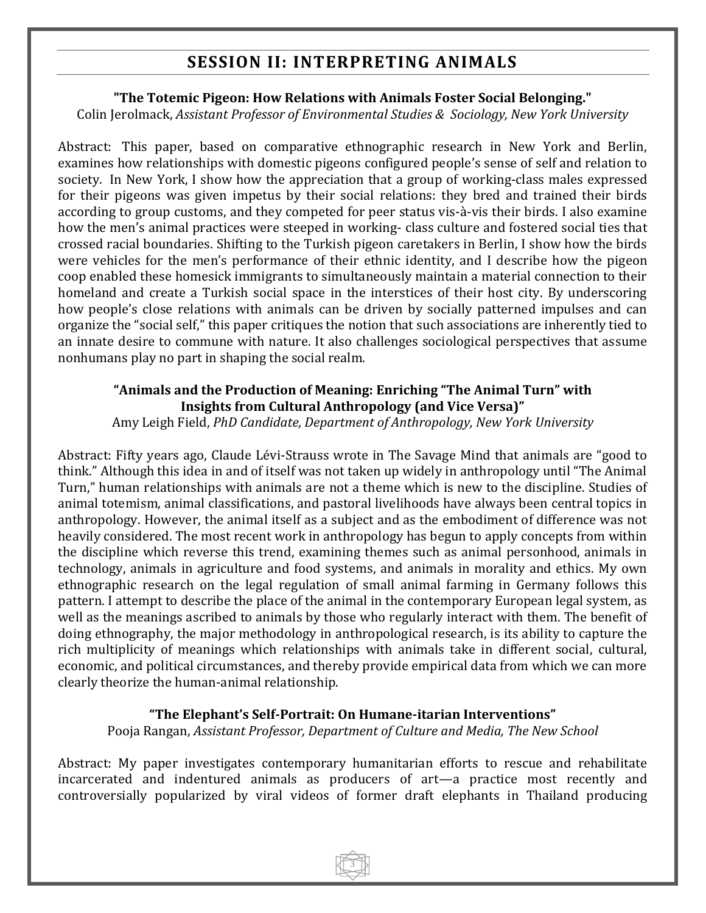## SESSION II: INTERPRETING ANIMALS

**"The Totemic Pigeon: How Relations with Animals Foster Social Belonging."**
Colin Jerolmack, *Assistant Professor of Environmental Studies & Sociology, New York University*

Abstract: This paper, based on comparative ethnographic research in New York and Berlin, examines how relationships with domestic pigeons configured people's sense of self and relation to society. In New York, I show how the appreciation that a group of working-class males expressed for their pigeons was given impetus by their social relations: they bred and trained their birds according to group customs, and they competed for peer status vis-à-vis their birds. I also examine how the men's animal practices were steeped in working- class culture and fostered social ties that crossed racial boundaries. Shifting to the Turkish pigeon caretakers in Berlin, I show how the birds were vehicles for the men's performance of their ethnic identity, and I describe how the pigeon coop enabled these homesick immigrants to simultaneously maintain a material connection to their homeland and create a Turkish social space in the interstices of their host city. By underscoring how people's close relations with animals can be driven by socially patterned impulses and can organize the "social self," this paper critiques the notion that such associations are inherently tied to an innate desire to commune with nature. It also challenges sociological perspectives that assume nonhumans play no part in shaping the social realm.

**"Animals and the Production of Meaning: Enriching "The Animal Turn" with Insights from Cultural Anthropology (and Vice Versa)"**
Amy Leigh Field, *PhD Candidate, Department of Anthropology, New York University*

Abstract: Fifty years ago, Claude Lévi-Strauss wrote in The Savage Mind that animals are "good to think." Although this idea in and of itself was not taken up widely in anthropology until "The Animal Turn," human relationships with animals are not a theme which is new to the discipline. Studies of animal totemism, animal classifications, and pastoral livelihoods have always been central topics in anthropology. However, the animal itself as a subject and as the embodiment of difference was not heavily considered. The most recent work in anthropology has begun to apply concepts from within the discipline which reverse this trend, examining themes such as animal personhood, animals in technology, animals in agriculture and food systems, and animals in morality and ethics. My own ethnographic research on the legal regulation of small animal farming in Germany follows this pattern. I attempt to describe the place of the animal in the contemporary European legal system, as well as the meanings ascribed to animals by those who regularly interact with them. The benefit of doing ethnography, the major methodology in anthropological research, is its ability to capture the rich multiplicity of meanings which relationships with animals take in different social, cultural, economic, and political circumstances, and thereby provide empirical data from which we can more clearly theorize the human-animal relationship.

**"The Elephant's Self-Portrait: On Humane-itarian Interventions"**
Pooja Rangan, *Assistant Professor, Department of Culture and Media, The New School*

Abstract: My paper investigates contemporary humanitarian efforts to rescue and rehabilitate incarcerated and indentured animals as producers of art—a practice most recently and controversially popularized by viral videos of former draft elephants in Thailand producing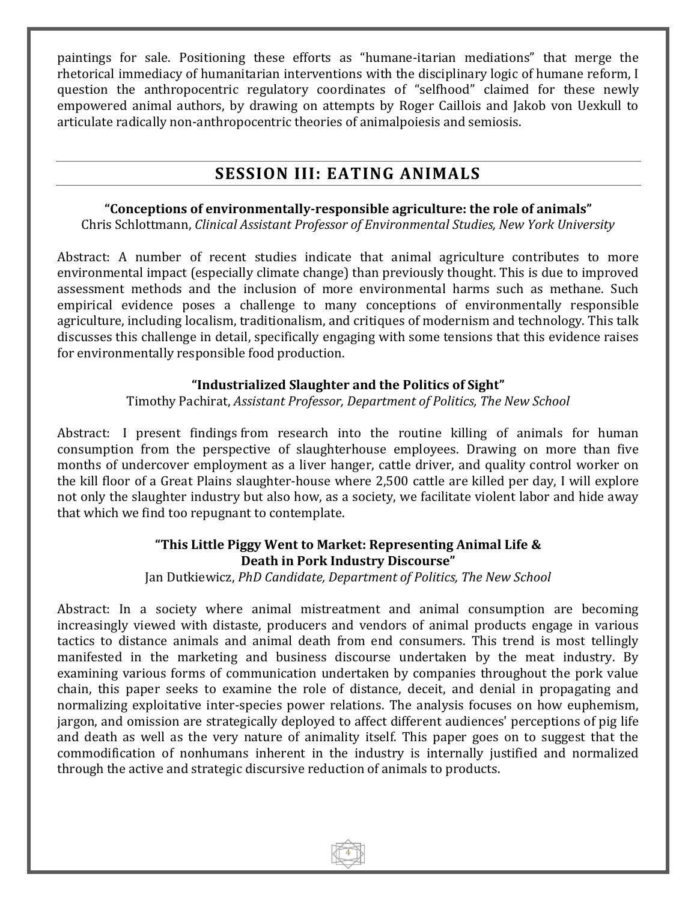paintings for sale. Positioning these efforts as "humane-itarian mediations" that merge the rhetorical immediacy of humanitarian interventions with the disciplinary logic of humane reform, I question the anthropocentric regulatory coordinates of "selfhood" claimed for these newly empowered animal authors, by drawing on attempts by Roger Caillois and Jakob von Uexkull to articulate radically non-anthropocentric theories of animalpoiesis and semiosis.

## SESSION III: EATING ANIMALS

**"Conceptions of environmentally-responsible agriculture: the role of animals"**
Chris Schlottmann, *Clinical Assistant Professor of Environmental Studies, New York University*

Abstract: A number of recent studies indicate that animal agriculture contributes to more environmental impact (especially climate change) than previously thought. This is due to improved assessment methods and the inclusion of more environmental harms such as methane. Such empirical evidence poses a challenge to many conceptions of environmentally responsible agriculture, including localism, traditionalism, and critiques of modernism and technology. This talk discusses this challenge in detail, specifically engaging with some tensions that this evidence raises for environmentally responsible food production.

**"Industrialized Slaughter and the Politics of Sight"**
Timothy Pachirat, *Assistant Professor, Department of Politics, The New School*

Abstract: I present findings from research into the routine killing of animals for human consumption from the perspective of slaughterhouse employees. Drawing on more than five months of undercover employment as a liver hanger, cattle driver, and quality control worker on the kill floor of a Great Plains slaughter-house where 2,500 cattle are killed per day, I will explore not only the slaughter industry but also how, as a society, we facilitate violent labor and hide away that which we find too repugnant to contemplate.

**"This Little Piggy Went to Market: Representing Animal Life & Death in Pork Industry Discourse"**
Jan Dutkiewicz, *PhD Candidate, Department of Politics, The New School*

Abstract: In a society where animal mistreatment and animal consumption are becoming increasingly viewed with distaste, producers and vendors of animal products engage in various tactics to distance animals and animal death from end consumers. This trend is most tellingly manifested in the marketing and business discourse undertaken by the meat industry. By examining various forms of communication undertaken by companies throughout the pork value chain, this paper seeks to examine the role of distance, deceit, and denial in propagating and normalizing exploitative inter-species power relations. The analysis focuses on how euphemism, jargon, and omission are strategically deployed to affect different audiences' perceptions of pig life and death as well as the very nature of animality itself. This paper goes on to suggest that the commodification of nonhumans inherent in the industry is internally justified and normalized through the active and strategic discursive reduction of animals to products.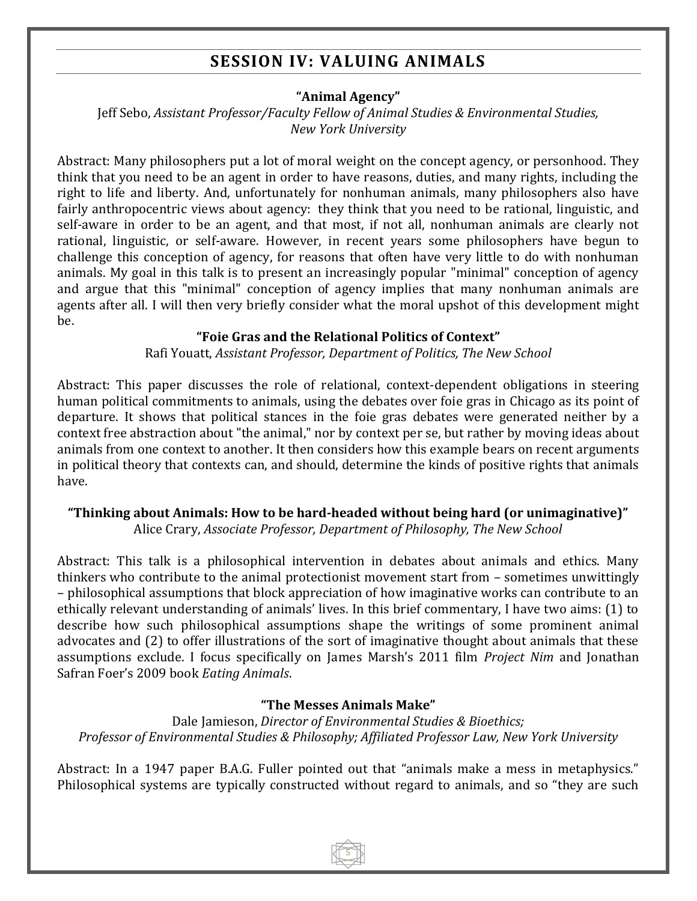## SESSION IV: VALUING ANIMALS

### "Animal Agency"

Jeff Sebo, *Assistant Professor/Faculty Fellow of Animal Studies & Environmental Studies, New York University*

Abstract: Many philosophers put a lot of moral weight on the concept agency, or personhood. They think that you need to be an agent in order to have reasons, duties, and many rights, including the right to life and liberty. And, unfortunately for nonhuman animals, many philosophers also have fairly anthropocentric views about agency: they think that you need to be rational, linguistic, and self-aware in order to be an agent, and that most, if not all, nonhuman animals are clearly not rational, linguistic, or self-aware. However, in recent years some philosophers have begun to challenge this conception of agency, for reasons that often have very little to do with nonhuman animals. My goal in this talk is to present an increasingly popular "minimal" conception of agency and argue that this "minimal" conception of agency implies that many nonhuman animals are agents after all. I will then very briefly consider what the moral upshot of this development might be.

### "Foie Gras and the Relational Politics of Context"

Rafi Youatt, *Assistant Professor, Department of Politics, The New School*

Abstract: This paper discusses the role of relational, context-dependent obligations in steering human political commitments to animals, using the debates over foie gras in Chicago as its point of departure. It shows that political stances in the foie gras debates were generated neither by a context free abstraction about "the animal," nor by context per se, but rather by moving ideas about animals from one context to another. It then considers how this example bears on recent arguments in political theory that contexts can, and should, determine the kinds of positive rights that animals have.

### "Thinking about Animals: How to be hard-headed without being hard (or unimaginative)"

Alice Crary, *Associate Professor, Department of Philosophy, The New School*

Abstract: This talk is a philosophical intervention in debates about animals and ethics. Many thinkers who contribute to the animal protectionist movement start from – sometimes unwittingly – philosophical assumptions that block appreciation of how imaginative works can contribute to an ethically relevant understanding of animals' lives. In this brief commentary, I have two aims: (1) to describe how such philosophical assumptions shape the writings of some prominent animal advocates and (2) to offer illustrations of the sort of imaginative thought about animals that these assumptions exclude. I focus specifically on James Marsh's 2011 film *Project Nim* and Jonathan Safran Foer's 2009 book *Eating Animals*.

### "The Messes Animals Make"

Dale Jamieson, *Director of Environmental Studies & Bioethics; Professor of Environmental Studies & Philosophy; Affiliated Professor Law, New York University*

Abstract: In a 1947 paper B.A.G. Fuller pointed out that "animals make a mess in metaphysics." Philosophical systems are typically constructed without regard to animals, and so "they are such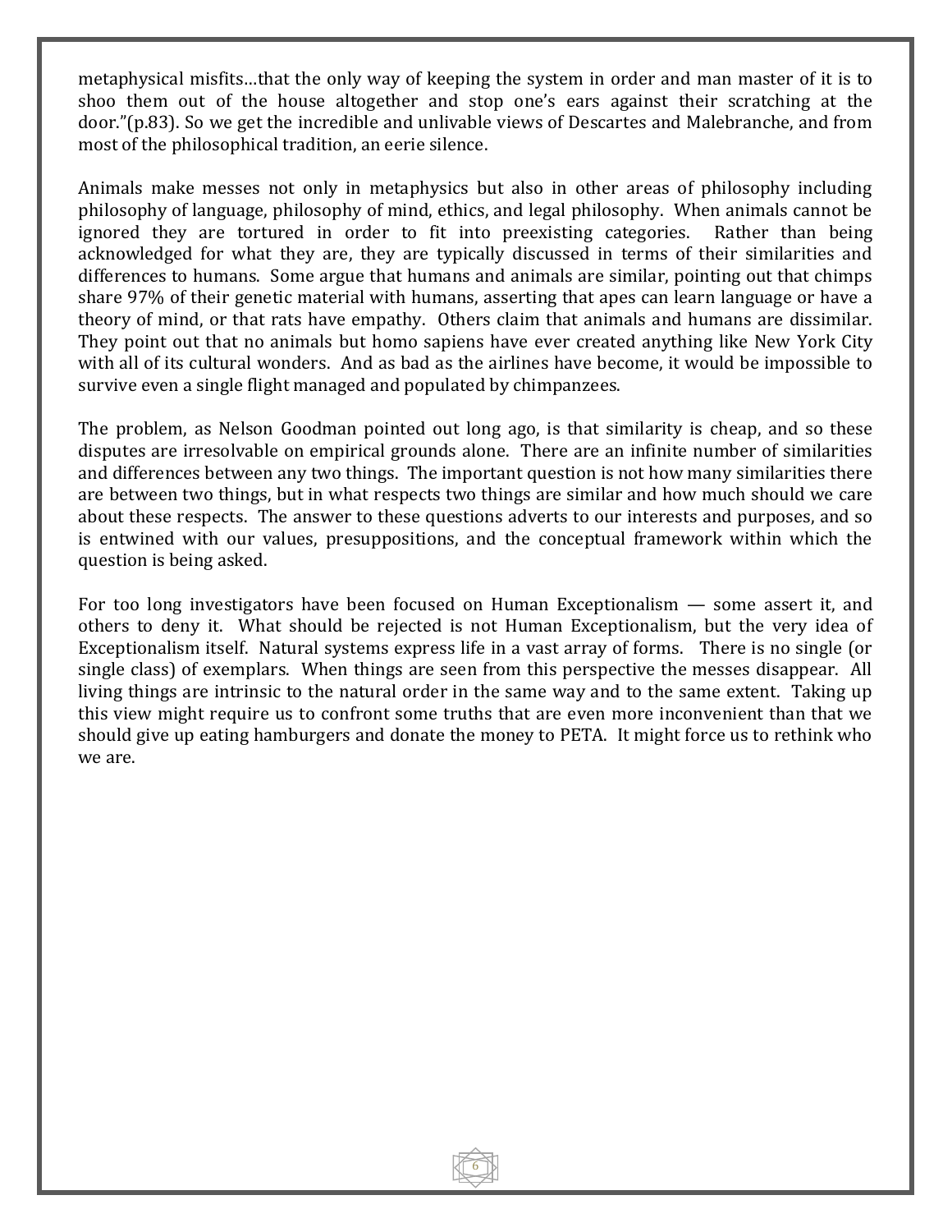metaphysical misfits…that the only way of keeping the system in order and man master of it is to shoo them out of the house altogether and stop one's ears against their scratching at the door."(p.83). So we get the incredible and unlivable views of Descartes and Malebranche, and from most of the philosophical tradition, an eerie silence.

Animals make messes not only in metaphysics but also in other areas of philosophy including philosophy of language, philosophy of mind, ethics, and legal philosophy. When animals cannot be ignored they are tortured in order to fit into preexisting categories. Rather than being acknowledged for what they are, they are typically discussed in terms of their similarities and differences to humans. Some argue that humans and animals are similar, pointing out that chimps share 97% of their genetic material with humans, asserting that apes can learn language or have a theory of mind, or that rats have empathy. Others claim that animals and humans are dissimilar. They point out that no animals but homo sapiens have ever created anything like New York City with all of its cultural wonders. And as bad as the airlines have become, it would be impossible to survive even a single flight managed and populated by chimpanzees.

The problem, as Nelson Goodman pointed out long ago, is that similarity is cheap, and so these disputes are irresolvable on empirical grounds alone. There are an infinite number of similarities and differences between any two things. The important question is not how many similarities there are between two things, but in what respects two things are similar and how much should we care about these respects. The answer to these questions adverts to our interests and purposes, and so is entwined with our values, presuppositions, and the conceptual framework within which the question is being asked.

For too long investigators have been focused on Human Exceptionalism — some assert it, and others to deny it. What should be rejected is not Human Exceptionalism, but the very idea of Exceptionalism itself. Natural systems express life in a vast array of forms. There is no single (or single class) of exemplars. When things are seen from this perspective the messes disappear. All living things are intrinsic to the natural order in the same way and to the same extent. Taking up this view might require us to confront some truths that are even more inconvenient than that we should give up eating hamburgers and donate the money to PETA. It might force us to rethink who we are.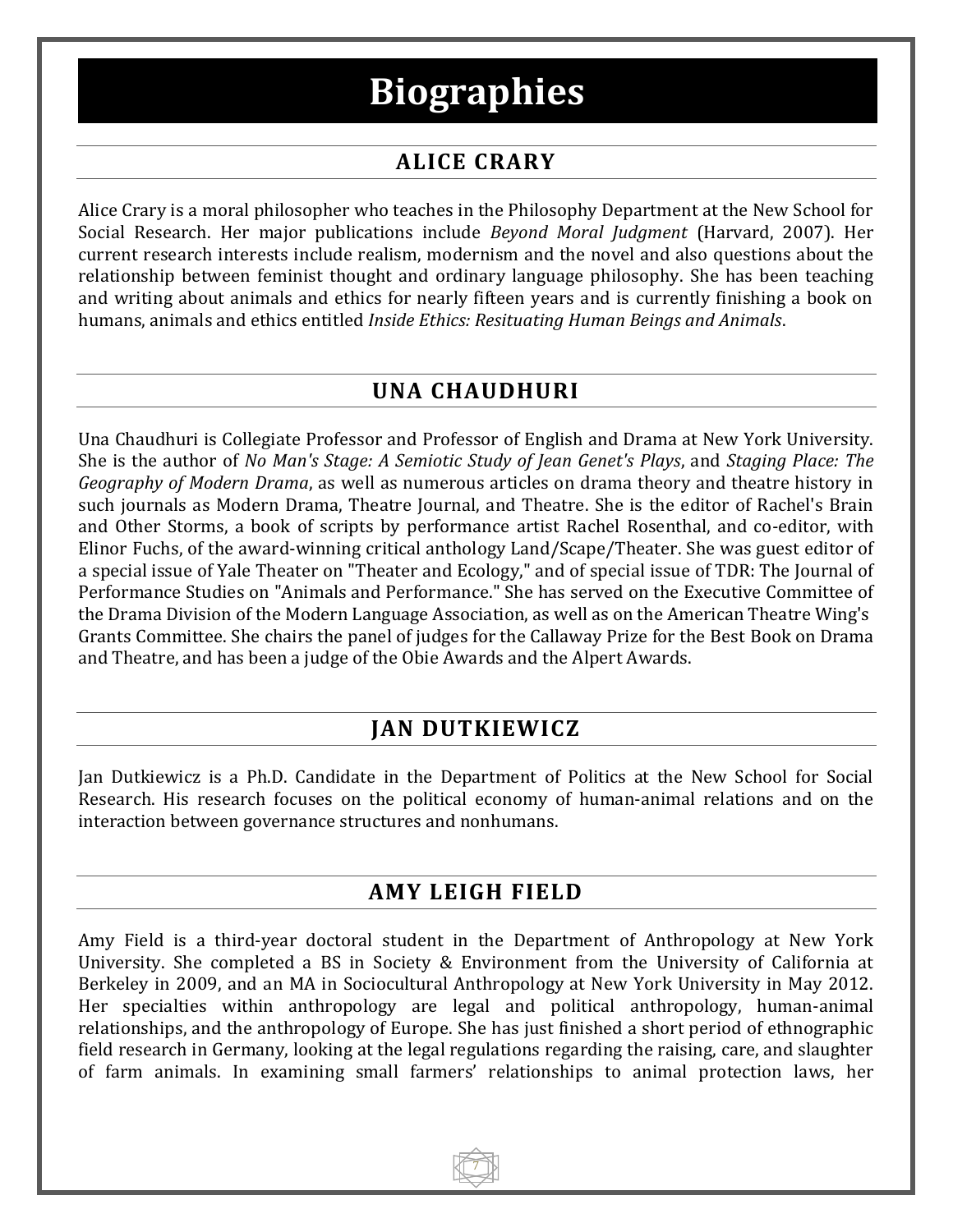# Biographies

## ALICE CRARY

Alice Crary is a moral philosopher who teaches in the Philosophy Department at the New School for Social Research. Her major publications include *Beyond Moral Judgment* (Harvard, 2007). Her current research interests include realism, modernism and the novel and also questions about the relationship between feminist thought and ordinary language philosophy. She has been teaching and writing about animals and ethics for nearly fifteen years and is currently finishing a book on humans, animals and ethics entitled *Inside Ethics: Resituating Human Beings and Animals*.

## UNA CHAUDHURI

Una Chaudhuri is Collegiate Professor and Professor of English and Drama at New York University. She is the author of *No Man's Stage: A Semiotic Study of Jean Genet's Plays*, and *Staging Place: The Geography of Modern Drama*, as well as numerous articles on drama theory and theatre history in such journals as Modern Drama, Theatre Journal, and Theatre. She is the editor of Rachel's Brain and Other Storms, a book of scripts by performance artist Rachel Rosenthal, and co-editor, with Elinor Fuchs, of the award-winning critical anthology Land/Scape/Theater. She was guest editor of a special issue of Yale Theater on "Theater and Ecology," and of special issue of TDR: The Journal of Performance Studies on "Animals and Performance." She has served on the Executive Committee of the Drama Division of the Modern Language Association, as well as on the American Theatre Wing's Grants Committee. She chairs the panel of judges for the Callaway Prize for the Best Book on Drama and Theatre, and has been a judge of the Obie Awards and the Alpert Awards.

## JAN DUTKIEWICZ

Jan Dutkiewicz is a Ph.D. Candidate in the Department of Politics at the New School for Social Research. His research focuses on the political economy of human-animal relations and on the interaction between governance structures and nonhumans.

## AMY LEIGH FIELD

Amy Field is a third-year doctoral student in the Department of Anthropology at New York University. She completed a BS in Society & Environment from the University of California at Berkeley in 2009, and an MA in Sociocultural Anthropology at New York University in May 2012. Her specialties within anthropology are legal and political anthropology, human-animal relationships, and the anthropology of Europe. She has just finished a short period of ethnographic field research in Germany, looking at the legal regulations regarding the raising, care, and slaughter of farm animals. In examining small farmers' relationships to animal protection laws, her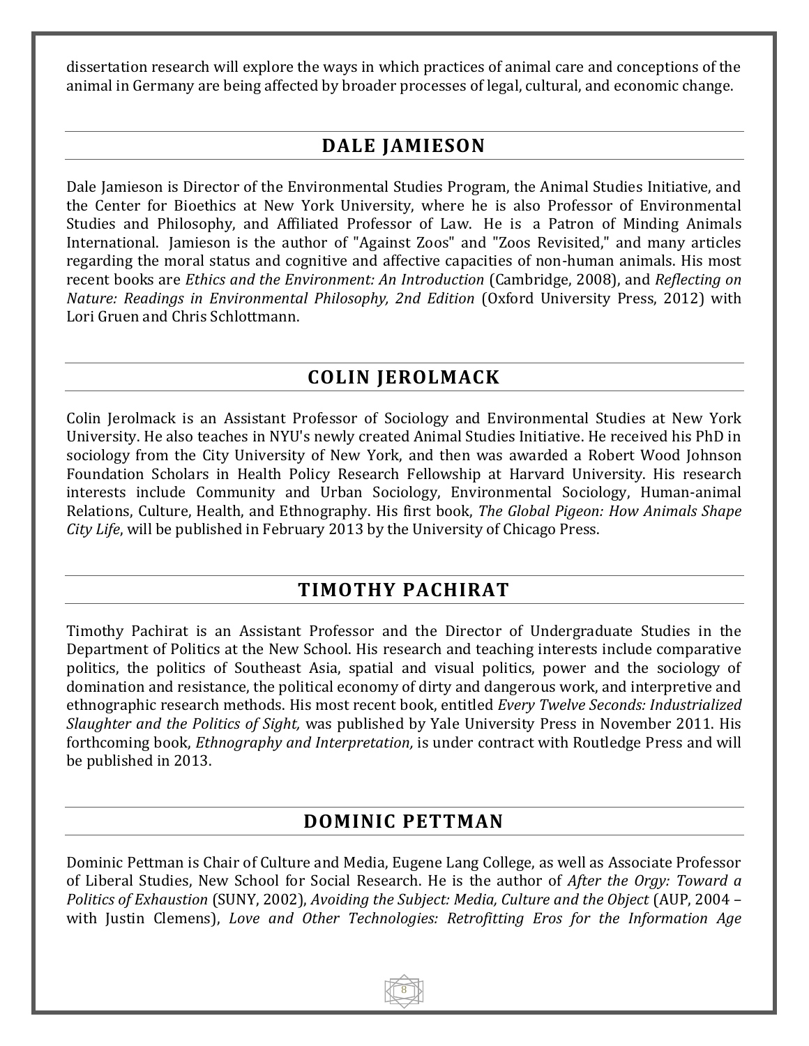dissertation research will explore the ways in which practices of animal care and conceptions of the animal in Germany are being affected by broader processes of legal, cultural, and economic change.

## DALE JAMIESON

Dale Jamieson is Director of the Environmental Studies Program, the Animal Studies Initiative, and the Center for Bioethics at New York University, where he is also Professor of Environmental Studies and Philosophy, and Affiliated Professor of Law. He is a Patron of Minding Animals International. Jamieson is the author of "Against Zoos" and "Zoos Revisited," and many articles regarding the moral status and cognitive and affective capacities of non-human animals. His most recent books are *Ethics and the Environment: An Introduction* (Cambridge, 2008), and *Reflecting on Nature: Readings in Environmental Philosophy, 2nd Edition* (Oxford University Press, 2012) with Lori Gruen and Chris Schlottmann.

## COLIN JEROLMACK

Colin Jerolmack is an Assistant Professor of Sociology and Environmental Studies at New York University. He also teaches in NYU's newly created Animal Studies Initiative. He received his PhD in sociology from the City University of New York, and then was awarded a Robert Wood Johnson Foundation Scholars in Health Policy Research Fellowship at Harvard University. His research interests include Community and Urban Sociology, Environmental Sociology, Human-animal Relations, Culture, Health, and Ethnography. His first book, *The Global Pigeon: How Animals Shape City Life*, will be published in February 2013 by the University of Chicago Press.

## TIMOTHY PACHIRAT

Timothy Pachirat is an Assistant Professor and the Director of Undergraduate Studies in the Department of Politics at the New School. His research and teaching interests include comparative politics, the politics of Southeast Asia, spatial and visual politics, power and the sociology of domination and resistance, the political economy of dirty and dangerous work, and interpretive and ethnographic research methods. His most recent book, entitled *Every Twelve Seconds: Industrialized Slaughter and the Politics of Sight,* was published by Yale University Press in November 2011. His forthcoming book, *Ethnography and Interpretation,* is under contract with Routledge Press and will be published in 2013.

## DOMINIC PETTMAN

Dominic Pettman is Chair of Culture and Media, Eugene Lang College, as well as Associate Professor of Liberal Studies, New School for Social Research. He is the author of *After the Orgy: Toward a Politics of Exhaustion* (SUNY, 2002), *Avoiding the Subject: Media, Culture and the Object* (AUP, 2004 – with Justin Clemens), *Love and Other Technologies: Retrofitting Eros for the Information Age*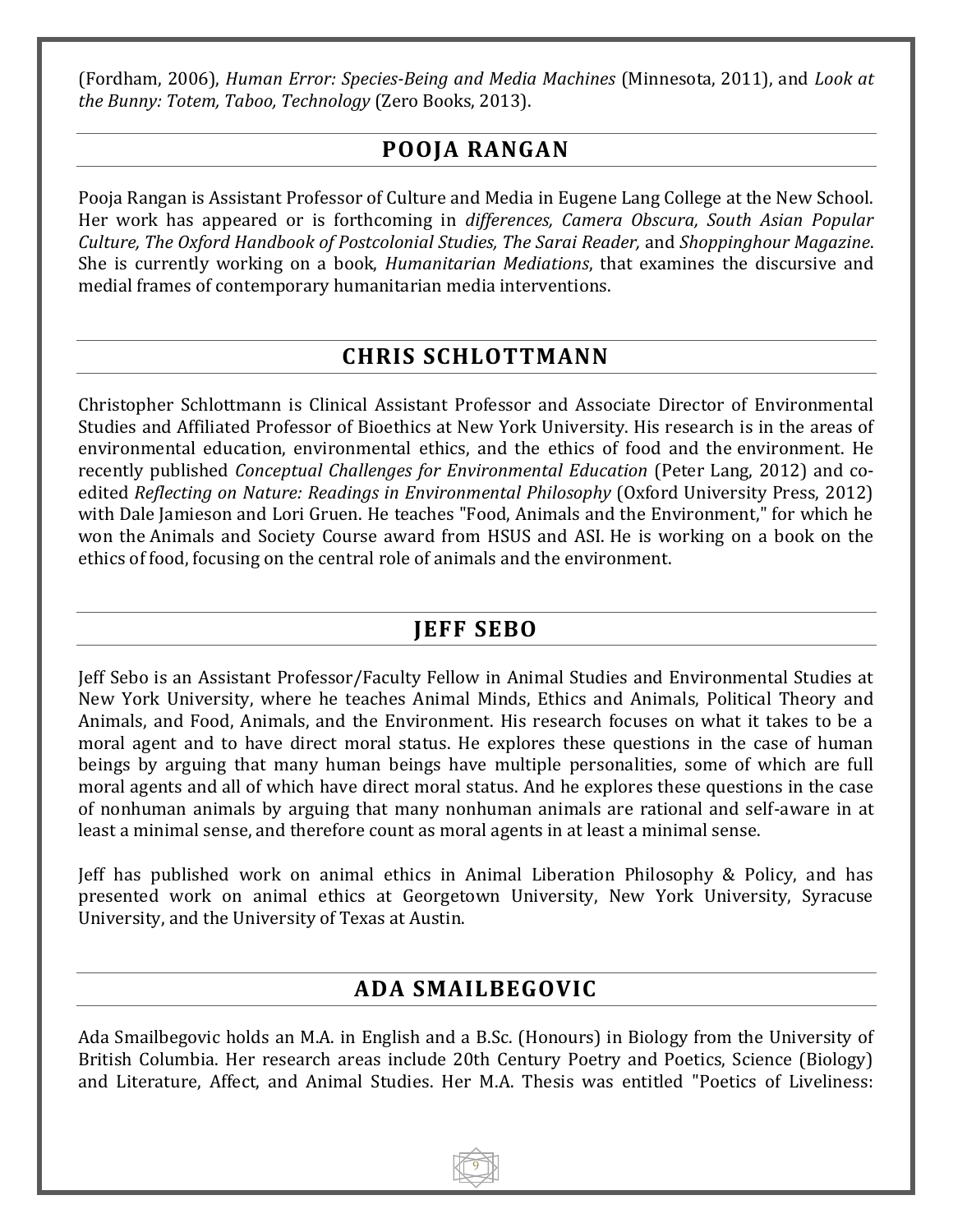(Fordham, 2006), *Human Error: Species-Being and Media Machines* (Minnesota, 2011), and *Look at the Bunny: Totem, Taboo, Technology* (Zero Books, 2013).

## POOJA RANGAN

Pooja Rangan is Assistant Professor of Culture and Media in Eugene Lang College at the New School. Her work has appeared or is forthcoming in *differences, Camera Obscura, South Asian Popular Culture, The Oxford Handbook of Postcolonial Studies, The Sarai Reader,* and *Shoppinghour Magazine*. She is currently working on a book, *Humanitarian Mediations*, that examines the discursive and medial frames of contemporary humanitarian media interventions.

## CHRIS SCHLOTTMANN

Christopher Schlottmann is Clinical Assistant Professor and Associate Director of Environmental Studies and Affiliated Professor of Bioethics at New York University. His research is in the areas of environmental education, environmental ethics, and the ethics of food and the environment. He recently published *Conceptual Challenges for Environmental Education* (Peter Lang, 2012) and co-edited *Reflecting on Nature: Readings in Environmental Philosophy* (Oxford University Press, 2012) with Dale Jamieson and Lori Gruen. He teaches "Food, Animals and the Environment," for which he won the Animals and Society Course award from HSUS and ASI. He is working on a book on the ethics of food, focusing on the central role of animals and the environment.

## JEFF SEBO

Jeff Sebo is an Assistant Professor/Faculty Fellow in Animal Studies and Environmental Studies at New York University, where he teaches Animal Minds, Ethics and Animals, Political Theory and Animals, and Food, Animals, and the Environment. His research focuses on what it takes to be a moral agent and to have direct moral status. He explores these questions in the case of human beings by arguing that many human beings have multiple personalities, some of which are full moral agents and all of which have direct moral status. And he explores these questions in the case of nonhuman animals by arguing that many nonhuman animals are rational and self-aware in at least a minimal sense, and therefore count as moral agents in at least a minimal sense.

Jeff has published work on animal ethics in Animal Liberation Philosophy & Policy, and has presented work on animal ethics at Georgetown University, New York University, Syracuse University, and the University of Texas at Austin.

## ADA SMAILBEGOVIC

Ada Smailbegovic holds an M.A. in English and a B.Sc. (Honours) in Biology from the University of British Columbia. Her research areas include 20th Century Poetry and Poetics, Science (Biology) and Literature, Affect, and Animal Studies. Her M.A. Thesis was entitled "Poetics of Liveliness: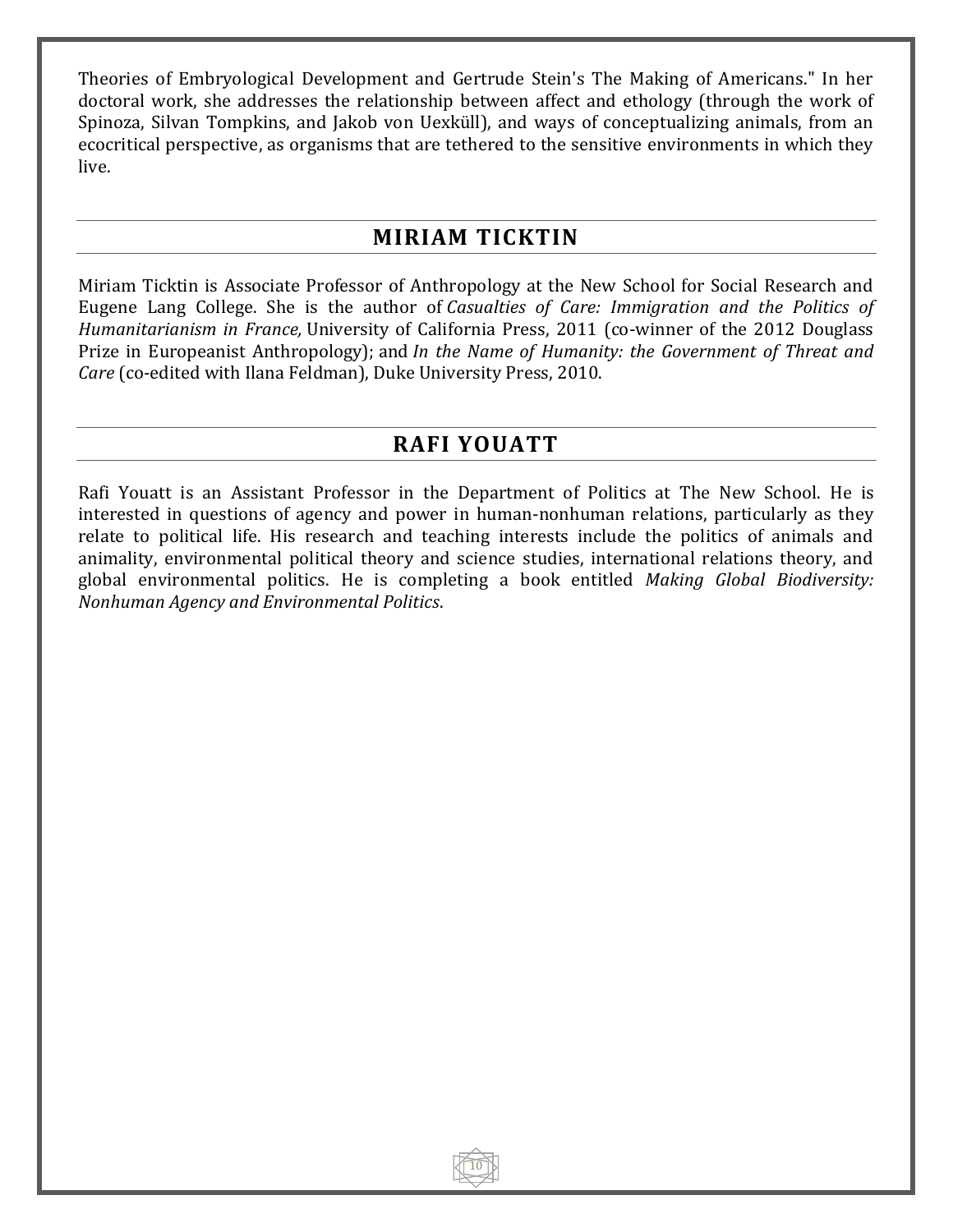Theories of Embryological Development and Gertrude Stein's The Making of Americans." In her doctoral work, she addresses the relationship between affect and ethology (through the work of Spinoza, Silvan Tompkins, and Jakob von Uexküll), and ways of conceptualizing animals, from an ecocritical perspective, as organisms that are tethered to the sensitive environments in which they live.

## MIRIAM TICKTIN

Miriam Ticktin is Associate Professor of Anthropology at the New School for Social Research and Eugene Lang College. She is the author of *Casualties of Care: Immigration and the Politics of Humanitarianism in France,* University of California Press, 2011 (co-winner of the 2012 Douglass Prize in Europeanist Anthropology); and *In the Name of Humanity: the Government of Threat and Care* (co-edited with Ilana Feldman), Duke University Press, 2010.

## RAFI YOUATT

Rafi Youatt is an Assistant Professor in the Department of Politics at The New School. He is interested in questions of agency and power in human-nonhuman relations, particularly as they relate to political life. His research and teaching interests include the politics of animals and animality, environmental political theory and science studies, international relations theory, and global environmental politics. He is completing a book entitled *Making Global Biodiversity: Nonhuman Agency and Environmental Politics*.